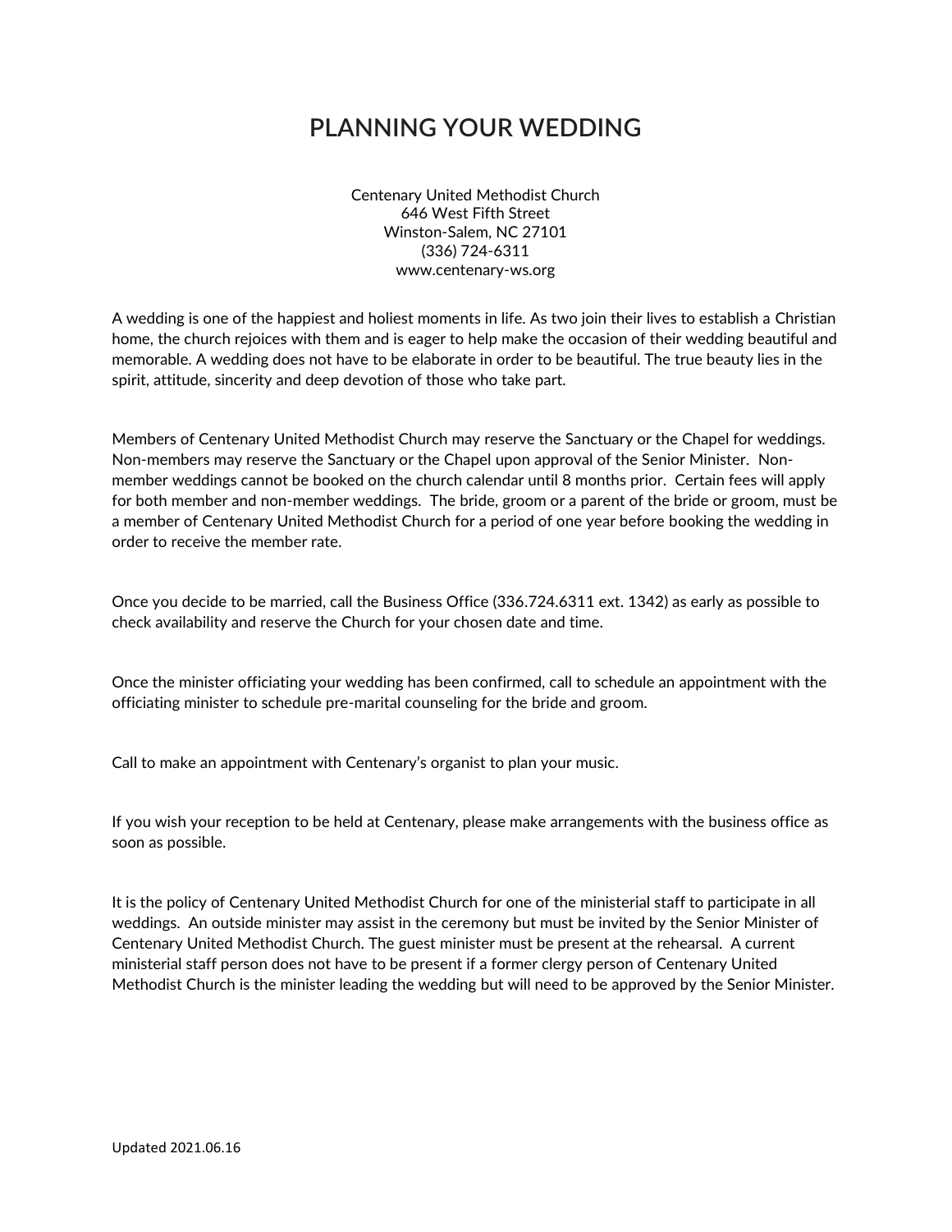# PLANNING YOUR WEDDING

Centenary United Methodist Church
646 West Fifth Street
Winston-Salem, NC 27101
(336) 724-6311
www.centenary-ws.org

A wedding is one of the happiest and holiest moments in life. As two join their lives to establish a Christian home, the church rejoices with them and is eager to help make the occasion of their wedding beautiful and memorable. A wedding does not have to be elaborate in order to be beautiful. The true beauty lies in the spirit, attitude, sincerity and deep devotion of those who take part.

Members of Centenary United Methodist Church may reserve the Sanctuary or the Chapel for weddings. Non-members may reserve the Sanctuary or the Chapel upon approval of the Senior Minister. Non-member weddings cannot be booked on the church calendar until 8 months prior. Certain fees will apply for both member and non-member weddings. The bride, groom or a parent of the bride or groom, must be a member of Centenary United Methodist Church for a period of one year before booking the wedding in order to receive the member rate.

Once you decide to be married, call the Business Office (336.724.6311 ext. 1342) as early as possible to check availability and reserve the Church for your chosen date and time.

Once the minister officiating your wedding has been confirmed, call to schedule an appointment with the officiating minister to schedule pre-marital counseling for the bride and groom.

Call to make an appointment with Centenary's organist to plan your music.

If you wish your reception to be held at Centenary, please make arrangements with the business office as soon as possible.

It is the policy of Centenary United Methodist Church for one of the ministerial staff to participate in all weddings. An outside minister may assist in the ceremony but must be invited by the Senior Minister of Centenary United Methodist Church. The guest minister must be present at the rehearsal. A current ministerial staff person does not have to be present if a former clergy person of Centenary United Methodist Church is the minister leading the wedding but will need to be approved by the Senior Minister.

Updated 2021.06.16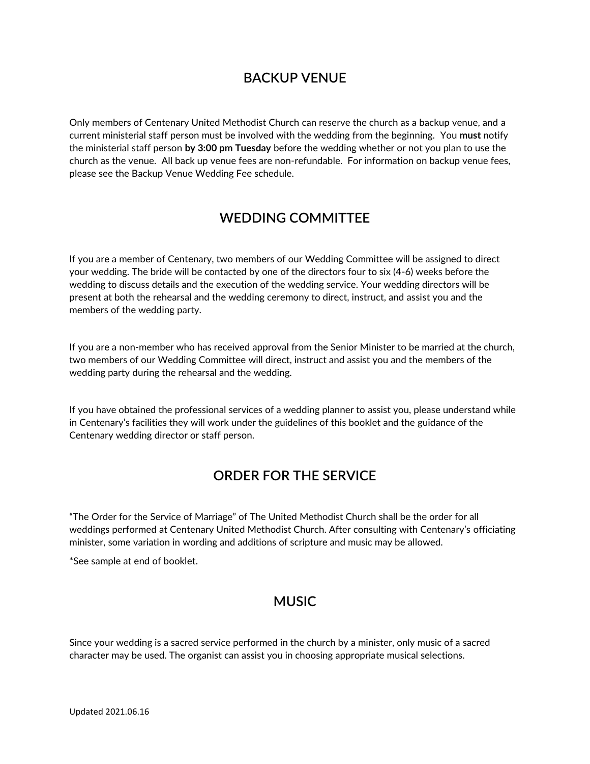## BACKUP VENUE

Only members of Centenary United Methodist Church can reserve the church as a backup venue, and a current ministerial staff person must be involved with the wedding from the beginning. You **must** notify the ministerial staff person **by 3:00 pm Tuesday** before the wedding whether or not you plan to use the church as the venue. All back up venue fees are non-refundable. For information on backup venue fees, please see the Backup Venue Wedding Fee schedule.

## WEDDING COMMITTEE

If you are a member of Centenary, two members of our Wedding Committee will be assigned to direct your wedding. The bride will be contacted by one of the directors four to six (4-6) weeks before the wedding to discuss details and the execution of the wedding service. Your wedding directors will be present at both the rehearsal and the wedding ceremony to direct, instruct, and assist you and the members of the wedding party.

If you are a non-member who has received approval from the Senior Minister to be married at the church, two members of our Wedding Committee will direct, instruct and assist you and the members of the wedding party during the rehearsal and the wedding.

If you have obtained the professional services of a wedding planner to assist you, please understand while in Centenary's facilities they will work under the guidelines of this booklet and the guidance of the Centenary wedding director or staff person.

## ORDER FOR THE SERVICE

"The Order for the Service of Marriage" of The United Methodist Church shall be the order for all weddings performed at Centenary United Methodist Church. After consulting with Centenary's officiating minister, some variation in wording and additions of scripture and music may be allowed.

*See sample at end of booklet.

## MUSIC

Since your wedding is a sacred service performed in the church by a minister, only music of a sacred character may be used. The organist can assist you in choosing appropriate musical selections.

Updated 2021.06.16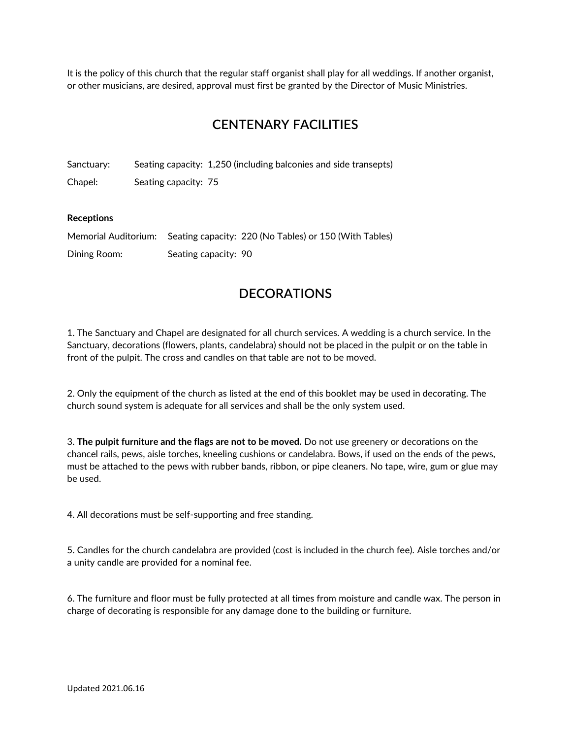It is the policy of this church that the regular staff organist shall play for all weddings. If another organist, or other musicians, are desired, approval must first be granted by the Director of Music Ministries.

## CENTENARY FACILITIES

| | |
|---|---|
| Sanctuary: | Seating capacity: 1,250 (including balconies and side transepts) |
| Chapel: | Seating capacity: 75 |

**Receptions**

| | |
|---|---|
| Memorial Auditorium: | Seating capacity: 220 (No Tables) or 150 (With Tables) |
| Dining Room: | Seating capacity: 90 |

## DECORATIONS

1. The Sanctuary and Chapel are designated for all church services. A wedding is a church service. In the Sanctuary, decorations (flowers, plants, candelabra) should not be placed in the pulpit or on the table in front of the pulpit. The cross and candles on that table are not to be moved.

2. Only the equipment of the church as listed at the end of this booklet may be used in decorating. The church sound system is adequate for all services and shall be the only system used.

3. **The pulpit furniture and the flags are not to be moved.** Do not use greenery or decorations on the chancel rails, pews, aisle torches, kneeling cushions or candelabra. Bows, if used on the ends of the pews, must be attached to the pews with rubber bands, ribbon, or pipe cleaners. No tape, wire, gum or glue may be used.

4. All decorations must be self-supporting and free standing.

5. Candles for the church candelabra are provided (cost is included in the church fee). Aisle torches and/or a unity candle are provided for a nominal fee.

6. The furniture and floor must be fully protected at all times from moisture and candle wax. The person in charge of decorating is responsible for any damage done to the building or furniture.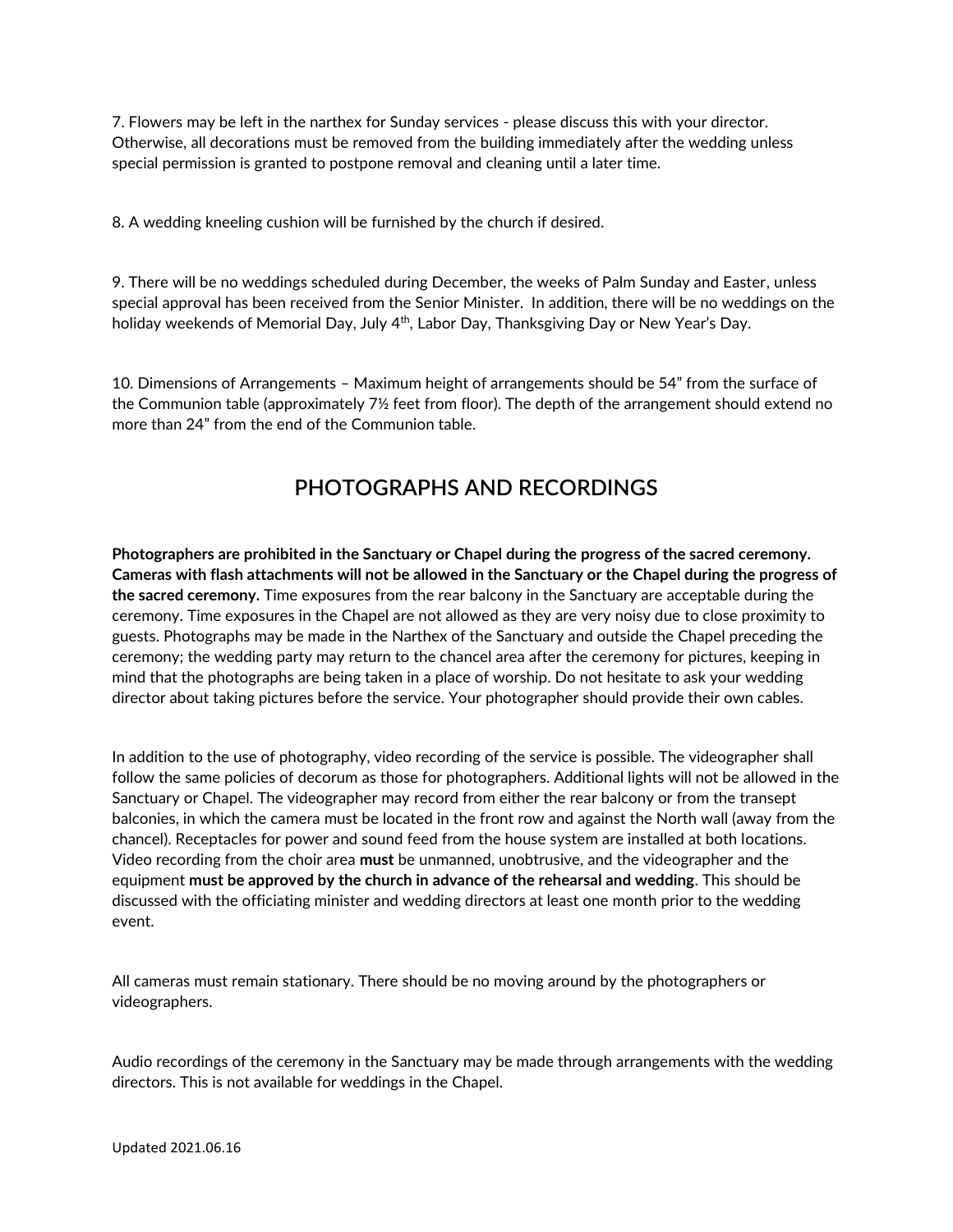7. Flowers may be left in the narthex for Sunday services - please discuss this with your director. Otherwise, all decorations must be removed from the building immediately after the wedding unless special permission is granted to postpone removal and cleaning until a later time.

8. A wedding kneeling cushion will be furnished by the church if desired.

9. There will be no weddings scheduled during December, the weeks of Palm Sunday and Easter, unless special approval has been received from the Senior Minister. In addition, there will be no weddings on the holiday weekends of Memorial Day, July 4th, Labor Day, Thanksgiving Day or New Year's Day.

10. Dimensions of Arrangements – Maximum height of arrangements should be 54" from the surface of the Communion table (approximately 7½ feet from floor). The depth of the arrangement should extend no more than 24" from the end of the Communion table.

## PHOTOGRAPHS AND RECORDINGS

**Photographers are prohibited in the Sanctuary or Chapel during the progress of the sacred ceremony. Cameras with flash attachments will not be allowed in the Sanctuary or the Chapel during the progress of the sacred ceremony.** Time exposures from the rear balcony in the Sanctuary are acceptable during the ceremony. Time exposures in the Chapel are not allowed as they are very noisy due to close proximity to guests. Photographs may be made in the Narthex of the Sanctuary and outside the Chapel preceding the ceremony; the wedding party may return to the chancel area after the ceremony for pictures, keeping in mind that the photographs are being taken in a place of worship. Do not hesitate to ask your wedding director about taking pictures before the service. Your photographer should provide their own cables.

In addition to the use of photography, video recording of the service is possible. The videographer shall follow the same policies of decorum as those for photographers. Additional lights will not be allowed in the Sanctuary or Chapel. The videographer may record from either the rear balcony or from the transept balconies, in which the camera must be located in the front row and against the North wall (away from the chancel). Receptacles for power and sound feed from the house system are installed at both locations. Video recording from the choir area **must** be unmanned, unobtrusive, and the videographer and the equipment **must be approved by the church in advance of the rehearsal and wedding**. This should be discussed with the officiating minister and wedding directors at least one month prior to the wedding event.

All cameras must remain stationary. There should be no moving around by the photographers or videographers.

Audio recordings of the ceremony in the Sanctuary may be made through arrangements with the wedding directors. This is not available for weddings in the Chapel.

Updated 2021.06.16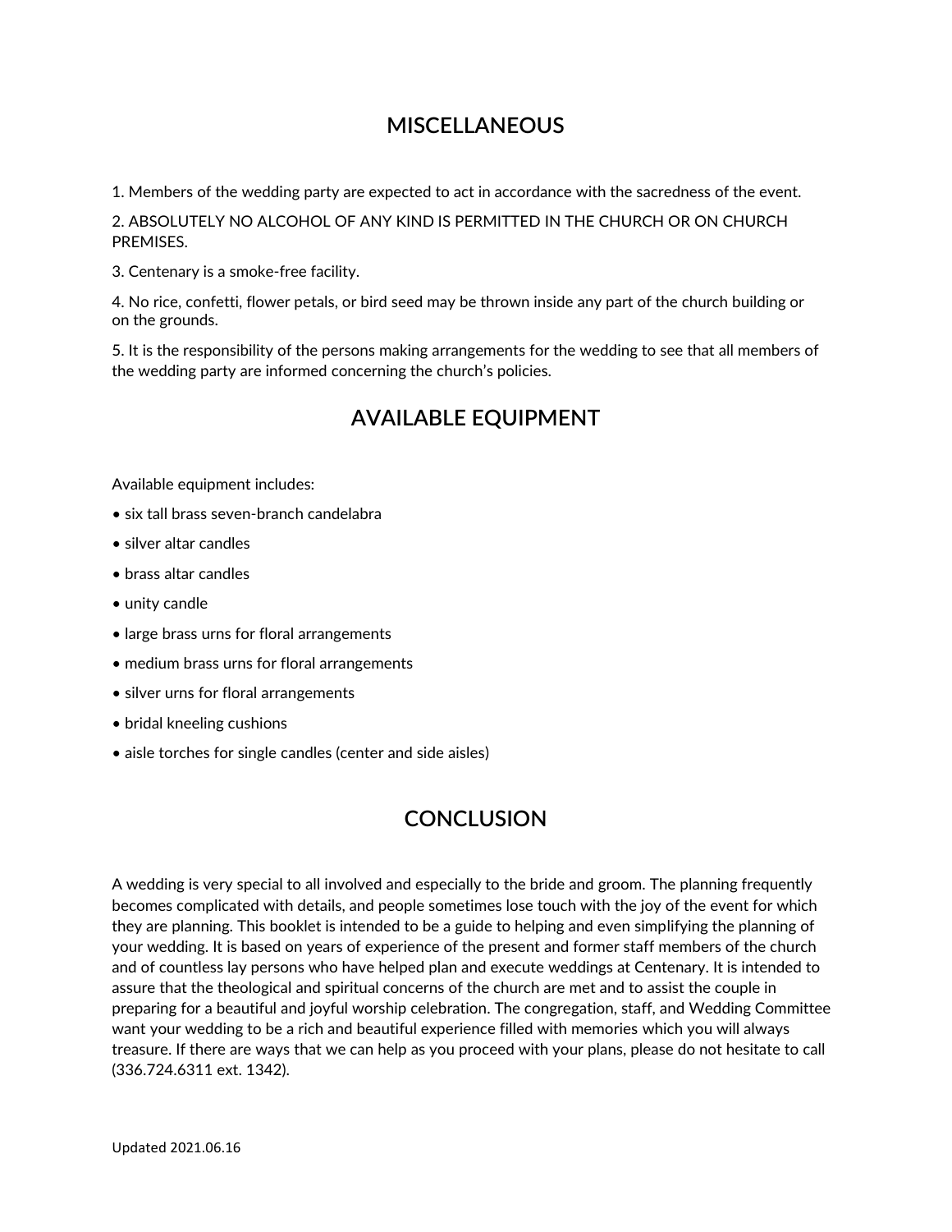## MISCELLANEOUS

1. Members of the wedding party are expected to act in accordance with the sacredness of the event.

2. ABSOLUTELY NO ALCOHOL OF ANY KIND IS PERMITTED IN THE CHURCH OR ON CHURCH PREMISES.

3. Centenary is a smoke-free facility.

4. No rice, confetti, flower petals, or bird seed may be thrown inside any part of the church building or on the grounds.

5. It is the responsibility of the persons making arrangements for the wedding to see that all members of the wedding party are informed concerning the church's policies.

## AVAILABLE EQUIPMENT

Available equipment includes:

- six tall brass seven-branch candelabra
- silver altar candles
- brass altar candles
- unity candle
- large brass urns for floral arrangements
- medium brass urns for floral arrangements
- silver urns for floral arrangements
- bridal kneeling cushions
- aisle torches for single candles (center and side aisles)

## CONCLUSION

A wedding is very special to all involved and especially to the bride and groom. The planning frequently becomes complicated with details, and people sometimes lose touch with the joy of the event for which they are planning. This booklet is intended to be a guide to helping and even simplifying the planning of your wedding. It is based on years of experience of the present and former staff members of the church and of countless lay persons who have helped plan and execute weddings at Centenary. It is intended to assure that the theological and spiritual concerns of the church are met and to assist the couple in preparing for a beautiful and joyful worship celebration. The congregation, staff, and Wedding Committee want your wedding to be a rich and beautiful experience filled with memories which you will always treasure. If there are ways that we can help as you proceed with your plans, please do not hesitate to call (336.724.6311 ext. 1342).

Updated 2021.06.16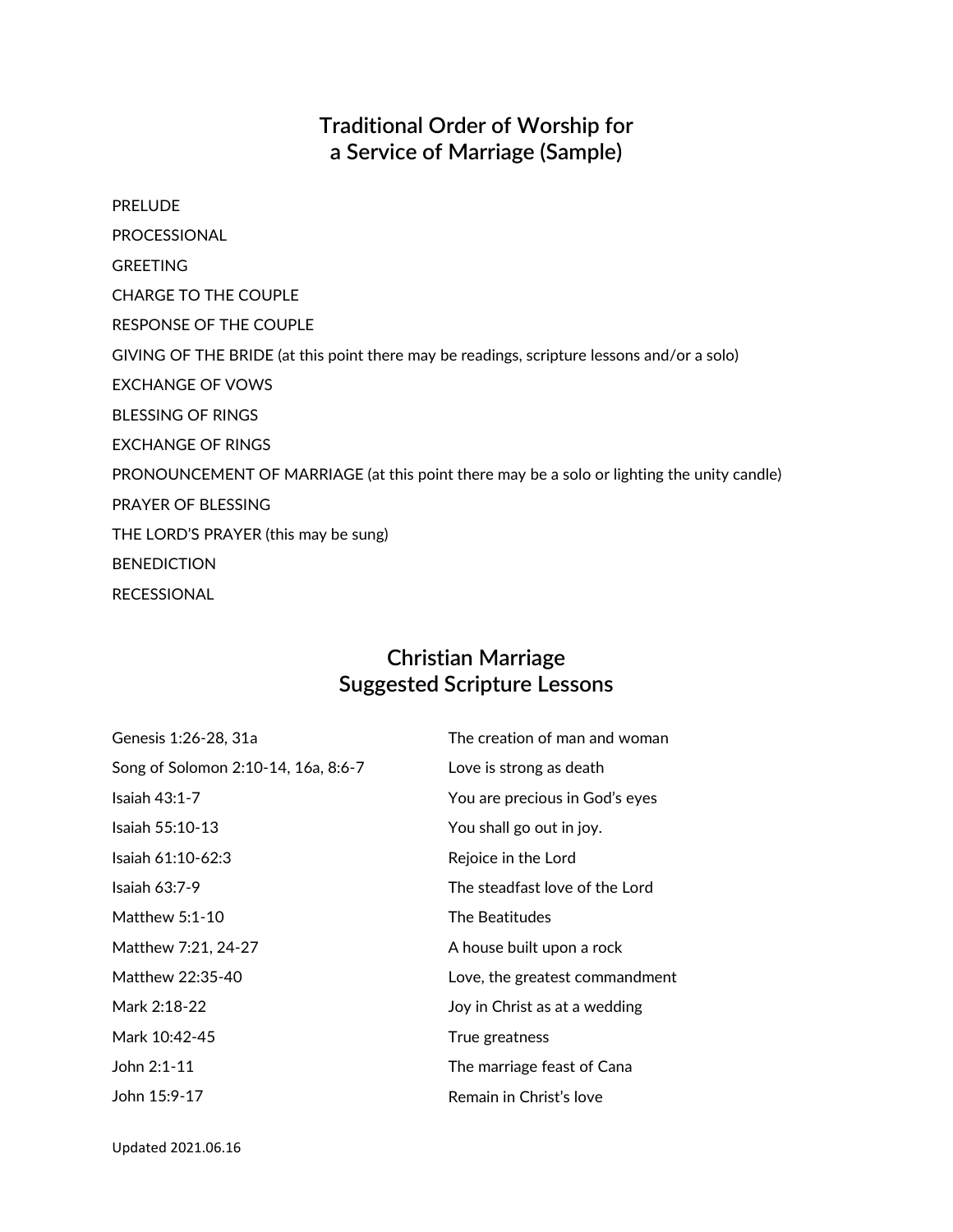## Traditional Order of Worship for a Service of Marriage (Sample)

PRELUDE

PROCESSIONAL

GREETING

CHARGE TO THE COUPLE

RESPONSE OF THE COUPLE

GIVING OF THE BRIDE (at this point there may be readings, scripture lessons and/or a solo)

EXCHANGE OF VOWS

BLESSING OF RINGS

EXCHANGE OF RINGS

PRONOUNCEMENT OF MARRIAGE (at this point there may be a solo or lighting the unity candle)

PRAYER OF BLESSING

THE LORD'S PRAYER (this may be sung)

BENEDICTION

RECESSIONAL

## Christian Marriage Suggested Scripture Lessons

| | |
|---|---|
| Genesis 1:26-28, 31a | The creation of man and woman |
| Song of Solomon 2:10-14, 16a, 8:6-7 | Love is strong as death |
| Isaiah 43:1-7 | You are precious in God's eyes |
| Isaiah 55:10-13 | You shall go out in joy. |
| Isaiah 61:10-62:3 | Rejoice in the Lord |
| Isaiah 63:7-9 | The steadfast love of the Lord |
| Matthew 5:1-10 | The Beatitudes |
| Matthew 7:21, 24-27 | A house built upon a rock |
| Matthew 22:35-40 | Love, the greatest commandment |
| Mark 2:18-22 | Joy in Christ as at a wedding |
| Mark 10:42-45 | True greatness |
| John 2:1-11 | The marriage feast of Cana |
| John 15:9-17 | Remain in Christ's love |

Updated 2021.06.16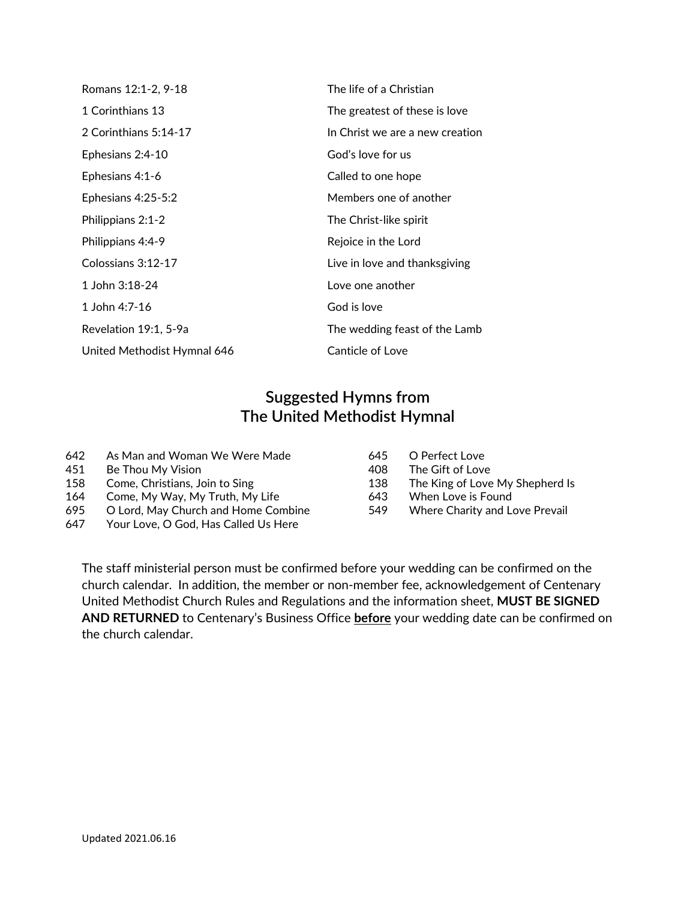| | |
|---|---|
| Romans 12:1-2, 9-18 | The life of a Christian |
| 1 Corinthians 13 | The greatest of these is love |
| 2 Corinthians 5:14-17 | In Christ we are a new creation |
| Ephesians 2:4-10 | God's love for us |
| Ephesians 4:1-6 | Called to one hope |
| Ephesians 4:25-5:2 | Members one of another |
| Philippians 2:1-2 | The Christ-like spirit |
| Philippians 4:4-9 | Rejoice in the Lord |
| Colossians 3:12-17 | Live in love and thanksgiving |
| 1 John 3:18-24 | Love one another |
| 1 John 4:7-16 | God is love |
| Revelation 19:1, 5-9a | The wedding feast of the Lamb |
| United Methodist Hymnal 646 | Canticle of Love |

## Suggested Hymns from The United Methodist Hymnal

| | |
|---|---|
| 642 | As Man and Woman We Were Made |
| 451 | Be Thou My Vision |
| 158 | Come, Christians, Join to Sing |
| 164 | Come, My Way, My Truth, My Life |
| 695 | O Lord, May Church and Home Combine |
| 647 | Your Love, O God, Has Called Us Here |
| 645 | O Perfect Love |
| 408 | The Gift of Love |
| 138 | The King of Love My Shepherd Is |
| 643 | When Love is Found |
| 549 | Where Charity and Love Prevail |

The staff ministerial person must be confirmed before your wedding can be confirmed on the church calendar. In addition, the member or non-member fee, acknowledgement of Centenary United Methodist Church Rules and Regulations and the information sheet, **MUST BE SIGNED AND RETURNED** to Centenary's Business Office **<u>before</u>** your wedding date can be confirmed on the church calendar.

Updated 2021.06.16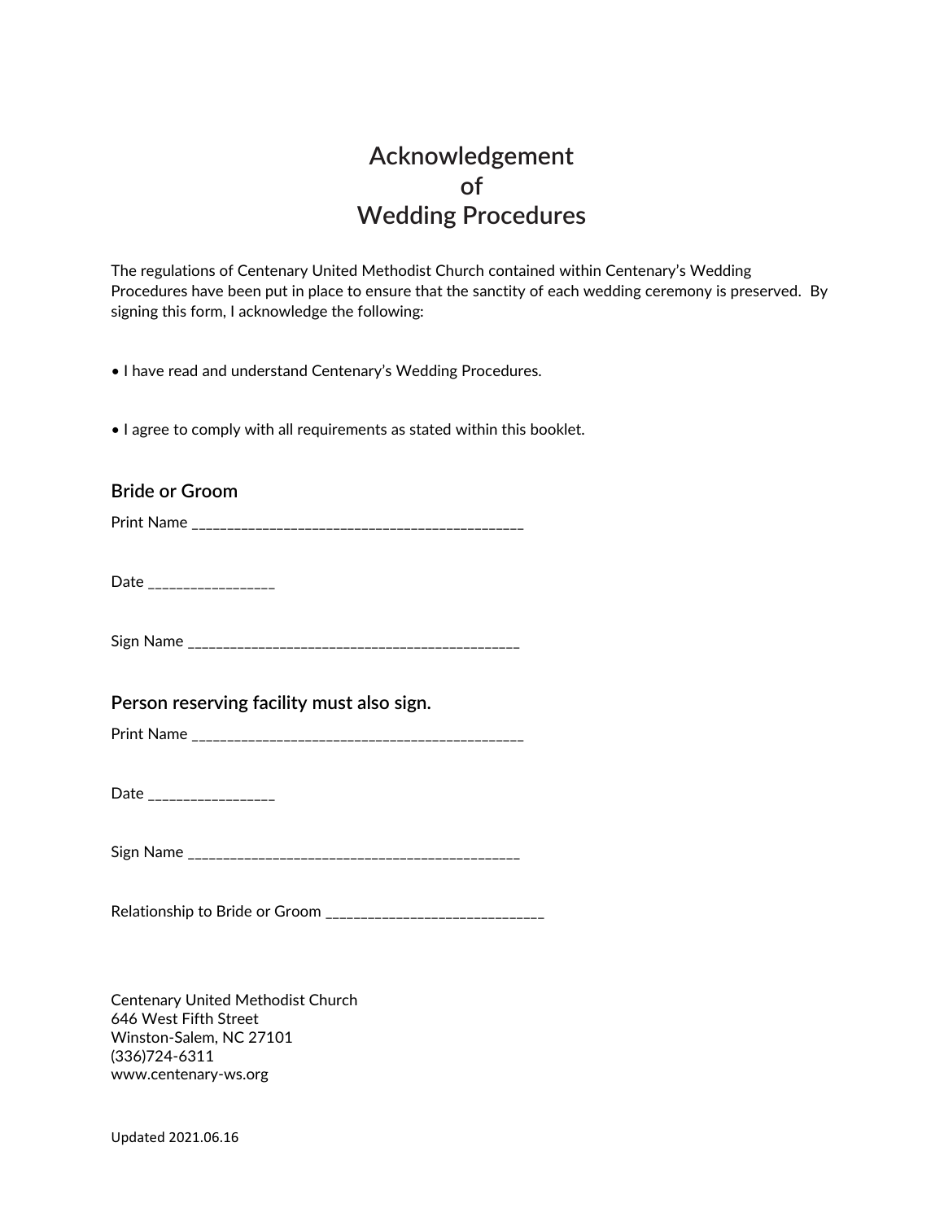# Acknowledgement of Wedding Procedures

The regulations of Centenary United Methodist Church contained within Centenary's Wedding Procedures have been put in place to ensure that the sanctity of each wedding ceremony is preserved. By signing this form, I acknowledge the following:

- I have read and understand Centenary's Wedding Procedures.

- I agree to comply with all requirements as stated within this booklet.

## Bride or Groom

Print Name _______________________________________________

Date _________________

Sign Name _______________________________________________

## Person reserving facility must also sign.

Print Name _______________________________________________

Date _________________

Sign Name _______________________________________________

Relationship to Bride or Groom ______________________________

Centenary United Methodist Church
646 West Fifth Street
Winston-Salem, NC 27101
(336)724-6311
www.centenary-ws.org

Updated 2021.06.16